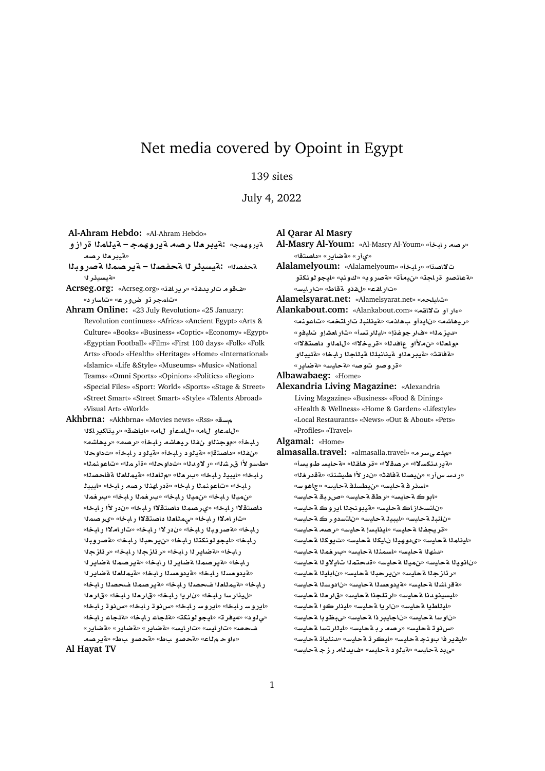# Net media covered by Opoint in Egypt

139 sites

July 4, 2022

**Al-Ahram Hebdo:** «Al-Ahram Hebdo»

**وزارة المالية – جمهورية مصر العربية:** «جمهورية مصر العربية»

**البورصة المصرية – الصفحة الرئيسية:** «الصفحة الرئيسية»

**Acrseg.org:** «Acrseg.org» «تقارير» «تقديرات موقف» «دراسات» «عروض وترجمات»

**Ahram Online:** «23 July Revolution» «25 January: Revolution continues» «Africa» «Ancient Egypt» «Arts & Culture» «Books» «Business» «Coptic» «Economy» «Egypt» «Egyptian Football» «Film» «First 100 days» «Folk» «Folk Arts» «Food» «Health» «Heritage» «Home» «International» «Islamic» «Life &Style» «Museums» «Music» «National Teams» «Omni Sports» «Opinion» «Politics» «Region» «Special Files» «Sport: World» «Sports» «Stage & Street» «Street Smart» «Street Smart» «Style» «Talents Abroad» «Visual Art» «World»

**Akhbrna:** «Akhbrna» «Movies news» «Rss» «قسم الكاريكاتير» «قضايا» «مال وأعمال» «مال واعمال» «مصر» «مشاهير» «أخبار مشاهير» «الفن والنجوم» «أخبار الفن» «اقتصاد» «أخبار دولية» «دولية» «الحوادث» «الحوادث» «المنوعات» «المرأة» «الدولار» «الشرق الأوسط» «الصحافة العالمية» «العالم» «العرب» «أخبار ليبيا» «ليبيا» «أخبار مصر» «أخبار المنوعات» «أخبار المغرب» «المغرب» «أخبار اليمن» «أخبار الأردن» «أخبار الاقتصاد المصري» «أخبار الاقتصاد العالمي» «أخبار الإمارات» «المصري» «الإمارات» «أخبار الأردن» «أخبار البورصة» «أخبار البحرين» «أخبار التكنولوجيا» «أخبار الجزائر» «الجزائر» «أخبار الرياضة» «الرياضة المصرية» «الرياضة العالمية» «أخبار السعودية» «السعودية» «أخبار الصحف المصرية» «أخبار الصحف العالمية» «أخبار العراق» «العراق» «أخبار اسرائيل» «أخبار تونس» «أخبار سوريا» «سوريا» «أخبار عاجلة» «تكنولوجيا» «دوري» «رياضة» «رياضة» «رياضة» «سياحة» «صحف» «طب وصحة» «طب وصحة» «عالم حواء» «مصرية»

**Al Hayat TV**

**Al Qarar Al Masry**

**Al-Masry Al-Youm:** «Al-Masry Al-Youm» «أخبار مصر» «اقتصاد» «رياضة» «رأي»

**Alalamelyoum:** «Alalamelyoum» «أخبار» «اتصالات وتكنولوجيا» «بنوك» «بورصة» «تأمين» «تجارة وصناعة» «طاقة وقود» «عقارات» «سيارات»

**Alamelsyarat.net:** «Alamelsyarat.net» «محليات»

**Alankabout.com:** «Alankabout.com» «مقالات وآراء» «منوعات» «مختارات لبنانية» «مذاهب وأديان» «مشاهير» «وفيات وإشهارات» «أستراليا» «إنفوغراف» «المزيد» «الاقتصاد والأعمال» «الدفاع والأمن» «العلوم» «الجالية اللبنانية والعربية» «البيئة» «ثقافة» «رياضة» «سياحة» «صوت وصورة»

**Albawabaeg:** «Home»

**Alexandria Living Magazine:** «Alexandria Living Magazine» «Business» «Food & Dining» «Health & Wellness» «Home & Garden» «Lifestyle» «Local Restaurants» «News» «Out & About» «Pets» «Profiles» «Travel»

**Algamal:** «Home»

**almasalla.travel:** «almasalla.travel» «مرسى علم» «سياحة أسيوط» «الأقصر» «الغردقة» «الاسكندرية» «ثقافة الصين» «رأس سدر» «شرم الشيخ» «الغردقة» «سياحة سوهاج» «سياحة فلسطين» «سياحة فرنسا» «سياحة قطر» «سياحة قبرص» «سياحة كوبا» «سياحة كوريا الجنوبية» «سياحة كازاخستان» «سياحة لبنان» «سياحة ليبيا» «سياحة كوردستان» «سياحة مصر» «سياحة إسبانيا» «سياحة الفجيرة» «سياحة الكويت» «سياحة الهند» «سياحة المانيا» «سياحة المغرب» «سياحة النمسا» «سياحة الهند» «سياحة الولايات المتحدة» «سياحة اليمن» «سياحة اليونان» «سياحة البحرين» «سياحة اليابان» «سياحة الجزائر» «سياحة السعودية» «سياحة السودان» «سياحة الشارقة» «سياحة إندونيسيا» «سياحة انجلترا» «سياحة العراق» «سياحة ايطاليا» «سياحة ايرلندا» «سياحة اوكرانيا» «سياحة أبوظبي» «سياحة أذربيجان» «سياحة اسوان» «سياحة تونس» «سياحة بر مصر» «سياحة استراليا» «سياحة تايلاند» «سياحة تركيا» «سياحة جنوب افريقيا» «سياحة جزر المالديف» «سياحة دولية» «سياحة دبي»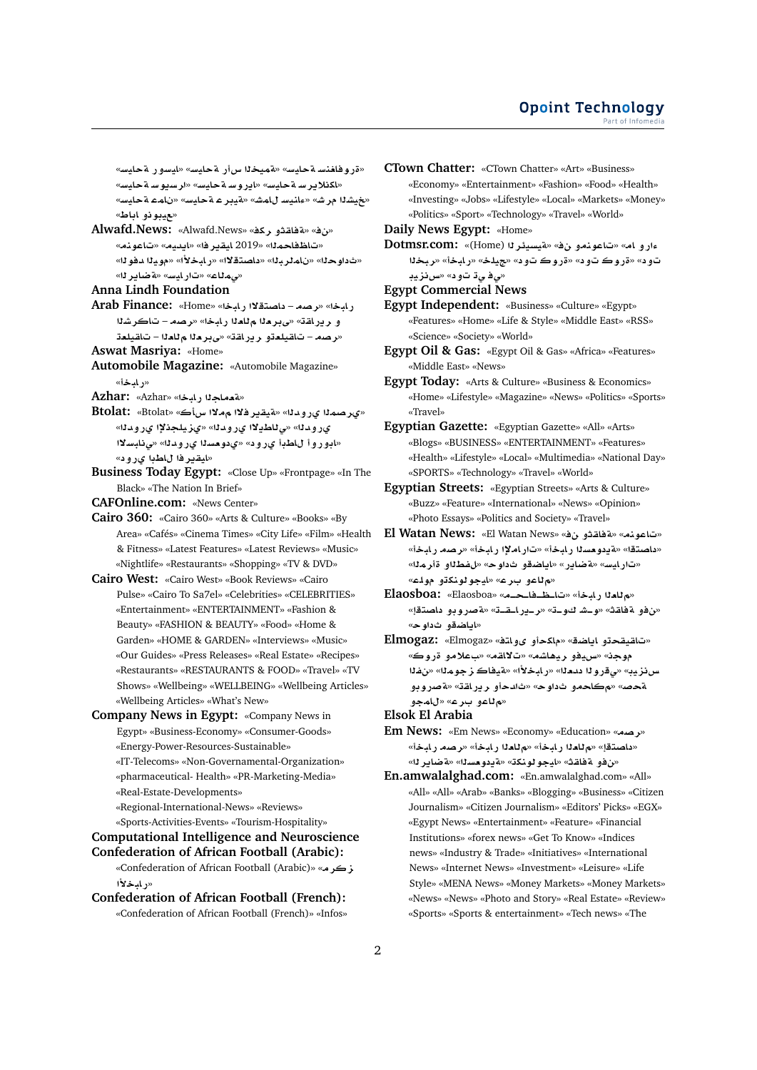«سياحة وسفر» «سياحة رأس الميمة» «سياحة سفنوفرة» «سياحة سيورسا» «سياحة سورية» «سياحة سريلانكا» «سياحة عمان» «سياحة عربية» «شاملة سيناء» «شرم الشيخ» «طابا ونويبع»

**Alwafd.News:** «Alwafd.News» «فكر وثقافة» «فن» «منوعات» «ميديا» «افريقيا 2019» «المحافظات» «البرلمان» «الاقتصاد» «الأخبار» «الوفد اليوم» «الحوادث» «الرياضة» «السيارات» «العالمي»

**Anna Lindh Foundation**

**Arab Finance:** «Home» «اخبار مصر – الاقتصاد» «الشركات – اخبار العالم العربي» «تقارير و تعليقات العالم العربي» «تعليقات – مصر»

**Aswat Masriya:** «Home»

**Automobile Magazine:** «Automobile Magazine» «أخبار»

**Azhar:** «Azhar» «أخبار الجامعة»

**Btolat:** «Btolat» «كأس الأمم الإفريقية» «الدوري المصري» «الدوري الإنجليزي» «الدوري الإيطالي» «الدوري الإسباني» «الدوري السعودي» «دوري أبطال أوروبا» «دوري أبطال افريقيا»

**Business Today Egypt:** «Close Up» «Frontpage» «In The Black» «The Nation In Brief»

**CAFOnline.com:** «News Center»

**Cairo 360:** «Cairo 360» «Arts & Culture» «Books» «By Area» «Cafés» «Cinema Times» «City Life» «Film» «Health & Fitness» «Latest Features» «Latest Reviews» «Music» «Nightlife» «Restaurants» «Shopping» «TV & DVD»

**Cairo West:** «Cairo West» «Book Reviews» «Cairo Pulse» «Cairo To Sa7el» «Celebrities» «CELEBRITIES» «Entertainment» «ENTERTAINMENT» «Fashion & Beauty» «FASHION & BEAUTY» «Food» «Home & Garden» «HOME & GARDEN» «Interviews» «Music» «Our Guides» «Press Releases» «Real Estate» «Recipes» «Restaurants» «RESTAURANTS & FOOD» «Travel» «TV Shows» «Wellbeing» «WELLBEING» «Wellbeing Articles» «Wellbeing Articles» «What's New»

**Company News in Egypt:** «Company News in Egypt» «Business-Economy» «Consumer-Goods» «Energy-Power-Resources-Sustainable» «IT-Telecoms» «Non-Governamental-Organization» «pharmaceutical- Health» «PR-Marketing-Media» «Real-Estate-Developments» «Regional-International-News» «Reviews» «Sports-Activities-Events» «Tourism-Hospitality»

**Computational Intelligence and Neuroscience**

**Confederation of African Football (Arabic):** «Confederation of African Football (Arabic)» «مركز الأخبار»

**Confederation of African Football (French):** «Confederation of African Football (French)» «Infos»

**CTown Chatter:** «CTown Chatter» «Art» «Business» «Economy» «Entertainment» «Fashion» «Food» «Health» «Investing» «Jobs» «Lifestyle» «Local» «Markets» «Money» «Politics» «Sport» «Technology» «Travel» «World»

**Daily News Egypt:** «Home»

**Dotmsr.com:** «(Home) الرئيسية» «فن ومنوعات» «ما وراء الخبر» «أخبار» «خليج» «دوت كورة» «دوت كورة» «دوت دين» «دوت تي في» «ديزنس»

**Egypt Commercial News**

**Egypt Independent:** «Business» «Culture» «Egypt» «Features» «Home» «Life & Style» «Middle East» «RSS» «Science» «Society» «World»

**Egypt Oil & Gas:** «Egypt Oil & Gas» «Africa» «Features» «Middle East» «News»

**Egypt Today:** «Arts & Culture» «Business & Economics» «Home» «Lifestyle» «Magazine» «News» «Politics» «Sports» «Travel»

**Egyptian Gazette:** «Egyptian Gazette» «All» «Arts» «Blogs» «BUSINESS» «ENTERTAINMENT» «Features» «Health» «Lifestyle» «Local» «Multimedia» «National Day» «SPORTS» «Technology» «Travel» «World»

**Egyptian Streets:** «Egyptian Streets» «Arts & Culture» «Buzz» «Feature» «International» «News» «Opinion» «Photo Essays» «Politics and Society» «Travel»

**El Watan News:** «El Watan News» «فن وثقافة» «منوعات» «أخبار مصر» «أخبار الإمارات» «أخبار السعودية» «اقتصاد» «المرأة والطفل» «حوادث وقضايا» «رياضة» «سيارات» «مولد وتكنولوجيا» «عرب وعالم»

**Elaosboa:** «Elaosboa» «أخبار العالم» «تحـقـيـقـات» «ثقافة وفن» «تـوك شـو» «تـقـاريـر» «اقتصاد وبورصة» «حوادث وقضايا»

**Elmogaz:** «Elmogaz» «قضايا وتحقيقات» «فتاوى وأحكام» «مقالات» «مشاهير وفن» «منوعات» «كورة وملاعب» «المجوز» «فن وثقافة» «الأخبار» «العدد الورقي» «بيزنس» «حوادث ومحاكم» «تقارير وأحداث» «بورصة وصحة» «عرب وعالم» «جولات»

**Elsok El Arabia**

**Em News:** «Em News» «Economy» «Education» «أخبار مصر» «أخبار العالم» «أخبار العالم» «اقتصاد» «الرياضة» «السعودية» «تكنولوجيا» «ثقافة وفن»

**En.amwalalghad.com:** «En.amwalalghad.com» «All» «All» «All» «Arab» «Banks» «Blogging» «Business» «Citizen Journalism» «Citizen Journalism» «Editors' Picks» «EGX» «Egypt News» «Entertainment» «Feature» «Financial Institutions» «forex news» «Get To Know» «Indices news» «Industry & Trade» «Initiatives» «International News» «Internet News» «Investment» «Leisure» «Life Style» «MENA News» «Money Markets» «Money Markets» «News» «News» «Photo and Story» «Real Estate» «Review» «Sports» «Sports & entertainment» «Tech news» «The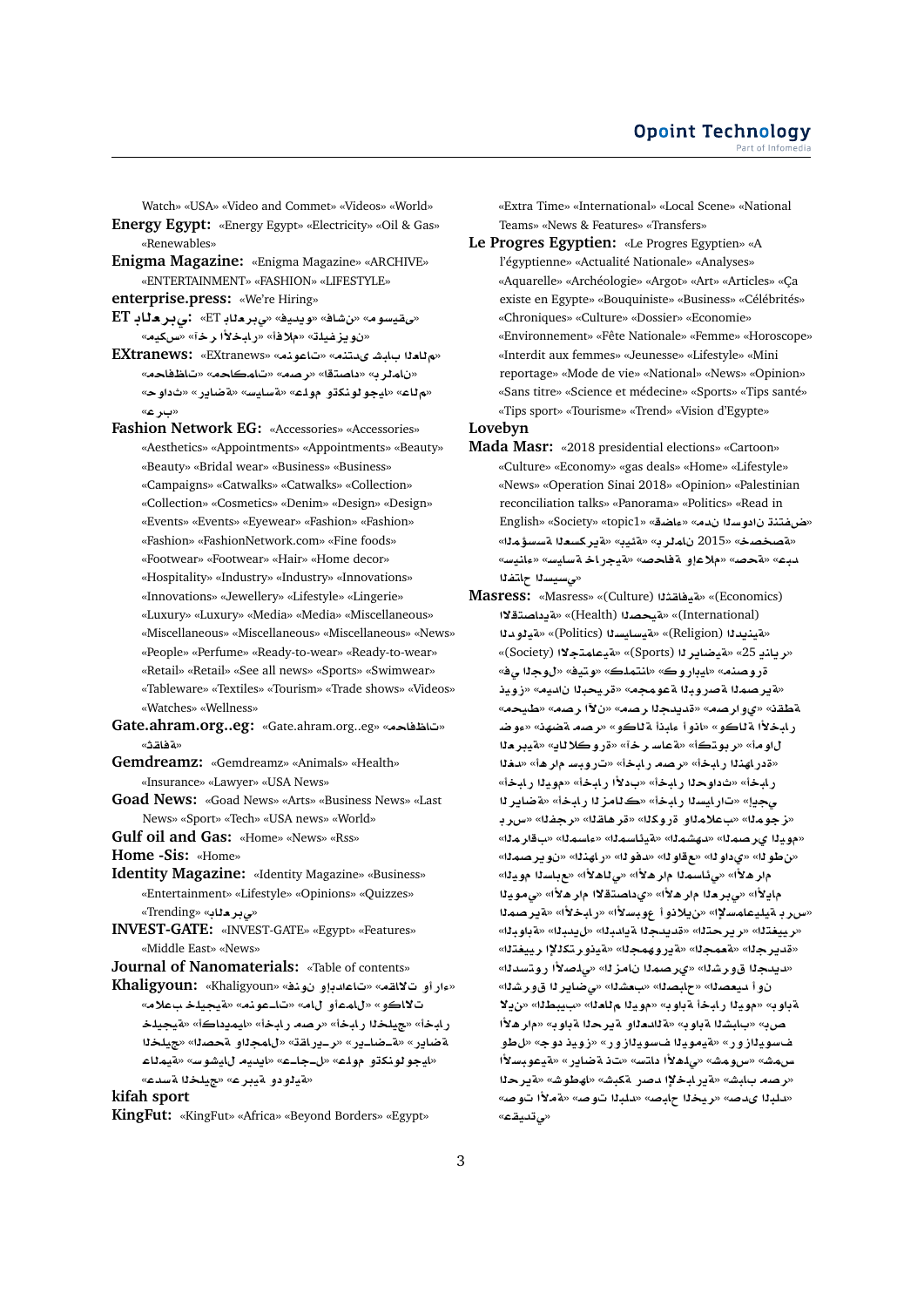Watch» «USA» «Video and Commet» «Videos» «World»

**Energy Egypt:** «Energy Egypt» «Electricity» «Oil & Gas» «Renewables»

**Enigma Magazine:** «Enigma Magazine» «ARCHIVE» «ENTERTAINMENT» «FASHION» «LIFESTYLE»

**enterprise.press:** «We're Hiring»

**ET بالعربي:** «ET بالعربي» «فيديو» «فن» «موسيقى» «ميكس» «آخر الأخبار» «أفلام» «تلفزيون»

**EXtranews:** «EXtranews» «منتدى شباب العالم» «منوعات» «محافظات» «محاكمات» «مصر» «اقتصاد» «برلمان» «حوادث» «رياضة» «سياسة» «علوم وتكنولوجيا» «عالم» «عرب»

**Fashion Network EG:** «Accessories» «Accessories» «Aesthetics» «Appointments» «Appointments» «Beauty» «Beauty» «Bridal wear» «Business» «Business» «Campaigns» «Catwalks» «Catwalks» «Collection» «Collection» «Cosmetics» «Denim» «Design» «Design» «Events» «Events» «Eyewear» «Fashion» «Fashion» «Fashion» «FashionNetwork.com» «Fine foods» «Footwear» «Footwear» «Hair» «Home decor» «Hospitality» «Industry» «Industry» «Innovations» «Innovations» «Jewellery» «Lifestyle» «Lingerie» «Luxury» «Luxury» «Media» «Media» «Miscellaneous» «Miscellaneous» «Miscellaneous» «Miscellaneous» «News» «People» «Perfume» «Ready-to-wear» «Ready-to-wear» «Retail» «Retail» «See all news» «Sports» «Swimwear» «Tableware» «Textiles» «Tourism» «Trade shows» «Videos» «Watches» «Wellness»

**Gate.ahram.org..eg:** «Gate.ahram.org..eg» «محافظات» «ثقافة»

**Gemdreamz:** «Gemdreamz» «Animals» «Health» «Insurance» «Lawyer» «USA News»

**Goad News:** «Goad News» «Arts» «Business News» «Last News» «Sport» «Tech» «USA news» «World»

**Gulf oil and Gas:** «Home» «News» «Rss»

**Home -Sis:** «Home»

**Identity Magazine:** «Identity Magazine» «Business» «Entertainment» «Lifestyle» «Opinions» «Quizzes» «Trending» «بالعربي»

**INVEST-GATE:** «INVEST-GATE» «Egypt» «Features» «Middle East» «News»

**Journal of Nanomaterials:** «Table of contents»

**Khaligyoun:** «Khaligyoun» «فن ونجوم» «مقالات وآراء» «منوعات» «أعمال ومال» «وكالات» «ملاعب خليجية» «أكاديميا» «أخبار مصر» «أخبار الخليج» «الخليج» «الصحة والجمال» «تقارير» «رياضة» «علوم وتكنولوجيا» «سوشيال ميديا» «عاجل» «عالمية» «عربي خليجي» «سعدة الخليج» «عربية ودولية»

**kifah sport**

**KingFut:** «KingFut» «Africa» «Beyond Borders» «Egypt» «Extra Time» «International» «Local Scene» «National Teams» «News & Features» «Transfers»

**Le Progres Egyptien:** «Le Progres Egyptien» «A l'égyptienne» «Actualité Nationale» «Analyses» «Aquarelle» «Archéologie» «Argot» «Art» «Articles» «Ça existe en Egypte» «Bouquiniste» «Business» «Célébrités» «Chroniques» «Culture» «Dossier» «Economie» «Environnement» «Fête Nationale» «Femme» «Horoscope» «Interdit aux femmes» «Jeunesse» «Lifestyle» «Mini reportage» «Mode de vie» «National» «News» «Opinion» «Sans titre» «Science et médecine» «Sports» «Tips santé» «Tips sport» «Tourisme» «Trend» «Vision d'Egypte»

**Lovebyn**

**Mada Masr:** «2018 presidential elections» «Cartoon» «Culture» «Economy» «gas deals» «Home» «Lifestyle» «News» «Operation Sinai 2018» «Opinion» «Palestinian reconciliation talks» «Panorama» «Politics» «Read in English» «Society» «topic1» «قضاء» «مدن السودان تنتفض» «خصخصة» «برلمان 2015» «بيئة» «المقسمة العسكرية» «سينما» «سياسة خارجية» «صحافة وإعلام» «صحة» «عبد الفتاح السيسي»

**Masress:** «Masress» «(Culture) الثقافية» «(Economics) الاقتصادية» «(International) الدولية» «(Health) الصحية» «(Religion) الدينية» «(Politics) السياسية» «(Sports) الرياضية» «(Society) الاجتماعية» «25 يناير» «في الجول» «فيتو» «كلمتنا» «كورابيا» «منصورة» «مجموعة البورصة المصرية» «ديوز» «مصر الجديدة» «مصر الآن» «مصراوي» «طقطقة» «وكالة أنباء أونا» «نهضة مصر» «ضوء» «العربية» «آخر ساعة» «أكتوبر» «أموال الغد» «أخبار الهندسة» «أخبار مصر» «أخبار سبورت» «أخبار اليوم» «أخبار الأدب» «أخبار الحوادث» «أخبار الرياضة» «أخبار الزمالك» «أخبار السيارات» «إيجي برس» «الفجر» «القاهرة» «الكرة والملاعب» «الموجز» «المصري اليوم» «المشهد» «المسائية» «المساء» «المراقب» «المصريون» «النهار» «الوفد» «الواقع» «الوادي» «الوطن» «اليوم السابع» «الأهالي» «الأهرام المسائي» «الأهرام العربي» «الأهرام الاقتصادي» «الأهرام اليومي» «الإسماعيلية برس» «المصرية» «الأخبار» «الأسبوع أونلاين» «البوابة» «البديل» «البداية الجديدة» «التحرير» «التغيير» «الجريدة» «الجمعة» «الجمهورية» «التغيير الإلكترونية» «الدستور الأصلي» «الزمان المصري» «الشروق الجديد» «الشروق الرياضي» «الشعب» «الصباح» «الصعيد أون لاين» «العالم اليوم» «الطبيب» «بوابة الأهرام» «بوابة اليوم» «بوابة الأخبار» «بوابة الحرية والعدالة» «بوابة الشباب» «بص» «روزاليوسف اليومية» «روز اليوسف» «جود نيوز» «طلع» «الأسبوعية» «رياضة نت» «سيدات الأهلي» «شمس» «شموس» «شبكة رصد الإخبارية» «شباب مصر» «الحرية» «صدى البلد» «صوت الأمة» «صوت البلد» «صباح الخير» «عقيدتي»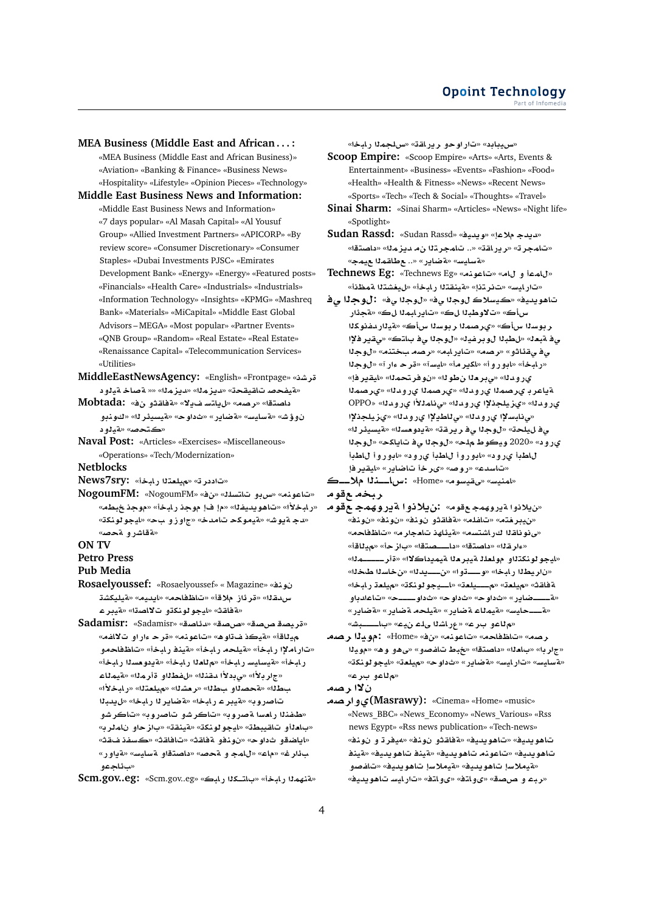**MEA Business (Middle East and African . . . :** «MEA Business (Middle East and African Business)» «Aviation» «Banking & Finance» «Business News» «Hospitality» «Lifestyle» «Opinion Pieces» «Technology»

**Middle East Business News and Information:** «Middle East Business News and Information» «7 days popular» «Al Masah Capital» «Al Yousuf Group» «Allied Investment Partners» «APICORP» «By review score» «Consumer Discretionary» «Consumer Staples» «Dubai Investments PJSC» «Emirates Development Bank» «Energy» «Energy» «Featured posts» «Financials» «Health Care» «Industrials» «Industrials» «Information Technology» «Insights» «KPMG» «Mashreq Bank» «Materials» «MiCapital» «Middle East Global Advisors – MEGA» «Most popular» «Partner Events» «QNB Group» «Random» «Real Estate» «Real Estate» «Renaissance Capital» «Telecommunication Services» «Utilities»

**MiddleEastNewsAgency:** «English» «Frontpage» «شرق» «المزيد» «تحقيقات صحفية» «دولية خاصة» «»

**Mobtada:** «فن وثقافة» «لايف ستايل» «مصر» «اقتصاد» «بنوك» «الرئيسية» «رياضة» «حوادث» «سياسة» «شؤون دولية» «صحتك»

**Naval Post:** «Articles» «Exercises» «Miscellaneous» «Operations» «Tech/Modernization»

**Netblocks**

**News7sry:** «أخبار التعليم» «ترددات»

**NogoumFM:** «NogoumFM» «فن» «تسالي وبس» «منوعات» «مطبخ نجوم» «أخبار نجوم إف إم» «فيديوهات» «الأخبار» «تكنولوجيا» «حب وزواج» «مدخلات كوميدية» «شو بيز جد» «صحة ورشاقة»

**ON TV**

**Petro Press**

**Pub Media**

**Rosaelyoussef:** «Rosaelyoussef» « Magazine» «فنون تشكيلية» «ميديا» «محافظات» «أقلام زائرة» «المقدس» «عربية» «اتصالات وتكنولوجيا» «ثقافة»

**Sadamisr:** «Sadamisr» «صحة» «صدى صحة» «صدى صحة صديقة» «مقالات وآراء حرة» «منوعات» «توقعات فلكية» «أقاليم ومحافظات» «أخبار الإمارات» «أخبار محلية» «أخبار فنية» «محافظات» «أخبار السعودية» «أخبار سياسية» «أخبار العالم» «الأبراج» «النقد الأدبي» «المرأة والطفل» «علمية» «الأخبار» «التعليم» «المشاهير» «الطب» «الحصرية» «أخبار الرياضة العربية» «شركات وبورصات» «شركات وبورصة أسعار النفط» «برلمان وأحزاب» «تقنية» «تكنولوجيا» «تطبيقات وألعاب» «ثقف نفسك» «ثقافات» «ثقافة وفنون» «حوادث وقضايا» «رواية» «سياسة واقتصاد» «صحة وجمال» «عام» «غرائب وعجائب»

**Scm.gov..eg:** «Scm.gov..eg» «كل الأخبار» «أخبار الكتاب» «أخبار المهنة» «أخبار المجلس» «تقارير وحوارات» «بديبايس»

**Scoop Empire:** «Scoop Empire» «Arts» «Arts, Events & Entertainment» «Business» «Events» «Fashion» «Food» «Health» «Health & Fitness» «News» «Recent News» «Sports» «Tech» «Tech & Social» «Thoughts» «Travel»

**Sinai Sharm:** «Sinai Sharm» «Articles» «News» «Night life» «Spotlight»

**Sudan Rassd:** «Sudan Rassd» «فيديو» «إعلام جديد» «ترجمات» «المزيد من الترجمات ..» «تقارير» «اقتصاد» «رياضة» «سياسة» «جميع المقاطع ..»

**Technews Eg:** «Technews Eg» «منوعات» «مال وأعمال» «أنظمة التشغيل» «أخبار التقنية» «إنترنت» «سيارات»

**في الجول:** «في الجول» «في الجول» «فيديوهات كلاسيكو» «كأس العالم للأندية» «كل البطولات» «كل المباريات» «دراجة» «الكونفدرالية» «كأس السوبر المصري» «كأس السوبر» «إفريقيا» «كأس العالم» «لعبة في الجول» «ليفربول» «تكتيك في الجول» «منتخب مصر» «مباريات» «مصر» «ثنائيات في الجول» «آخر أراء» «أسيا» «أمريكا» «أوروبا» «أخبار» «إفريقيا» «محترفون» «الوطن العربي» «الدوري» «الدوري المصري» «الدوري المصري» «دوري بالمصري» «الدوري الإنجليزي» «OPPO» «الدوري الإنجليزي» «الدوري الألماني» «الدوري الإيطالي» «الدوري الإسباني» «الرئيسية» «تحليل في الجول» «تحليل في الجول» «كأس الأمم 2020» «دوري أبطال أوروبا» «دوري أبطال آسيا» «دوري أبطال إفريقيا» «رياضات أخرى» «صور» «سداسيات»

**كلام النـــاس:** «Home» «موسيقى» «سينما»

**موقع مخبر**

**موقع جمهورية أونلاين:** «موقع جمهورية أونلاين» «فن» «فن» «فن وثقافة» «ملفات» «مختبرين» «محافظات» «مراجعات ذهبية» «مستشار القانوني» «أحزاب» «اقتصـــاد» «القراء» «الأكاديمية العربية للعلوم والتكنولوجيا» «الأزهـــر» «الخط الساخن» «الديـــن» «الســـوق» «أخبار الطيران» «أخبار علمية» «تكنولوجيـــا» «تعليـــم» «ثقافة» «حوادث» «حـــوادث» «وإبداعات» «رياضـــة» «رياضة» «رياضة محلية» «رياضة عالمية» «سياحـــة» «شبـــاب» «عين على الشراء» «عرب وعالم»

**مصر اليوم:** «Home» «فن» «منوعات» «محافظات» «مصر» «اليوم» «هو وهي» «وصفات طبخ» «اقتصاد» «المال» «أبراج» «تكنولوجيا» «حوادث» «رياضة» «سيارات» «سياسة» «عرب وعالم»

**مصر الان**

**مصراوي (Masrawy):** «Cinema» «Home» «music» «News_BBC» «News_Economy» «News_Various» «Rss news Egypt» «Rss news publication» «Tech-news» «فن» «فنون وثقافة» «فنون وتراث» «فيديوهات» «فيديوهات» «فيديوهات منوعات» «فيديوهات فنية» «فيديوهات إسلامية» «فيديوهات إسلامية» «وصفات» «فيديوهات سيارات» «فتاوى» «فتاوى» «قصص وعبر»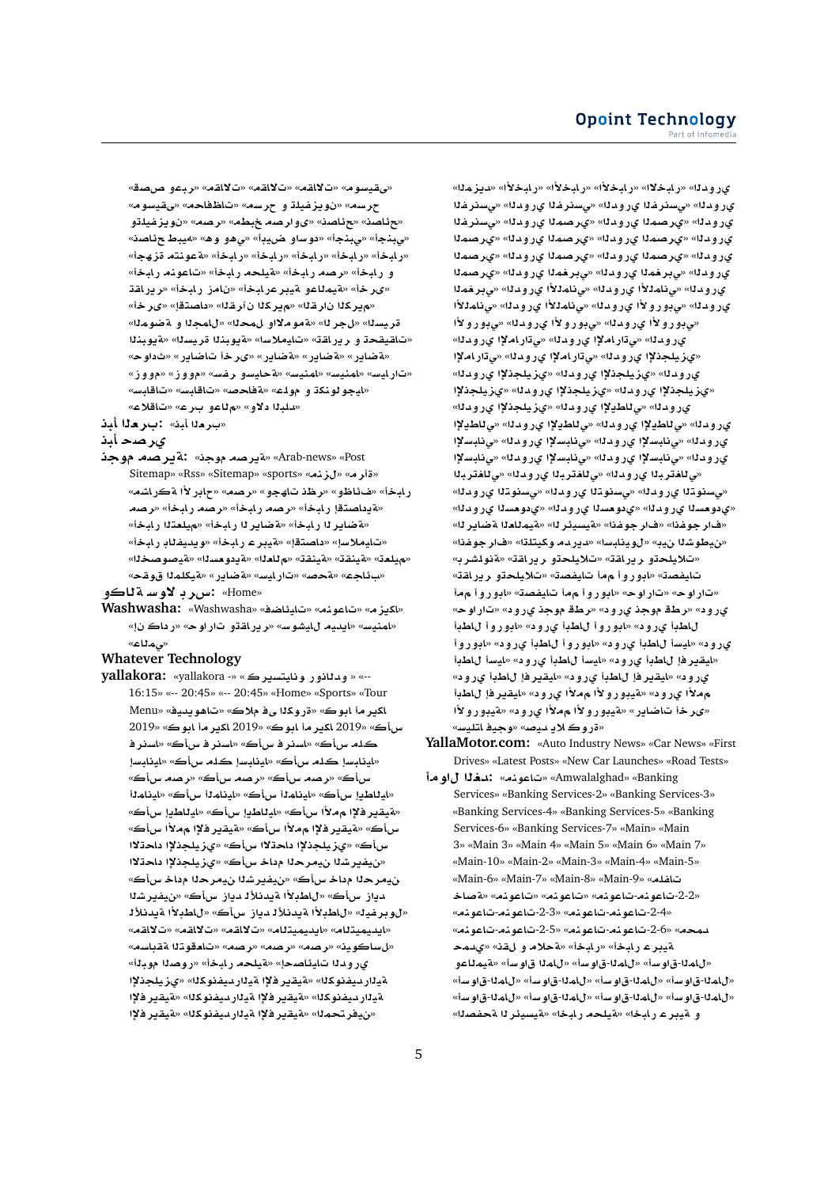«موسيقى» «مقالات» «مقالات» «قصص وعبر»
«موسيقى» «محافظات» «مسرح» «مسرح و تلفزيون»
«وتلفزيون» «مصر» «مطبخ مصراوي» «نصائح» «نصائح»
«نصائح» «نصائح طبية» «هي واسود» «أجنبي»
«أجهزة متنوعة» «أخبار» «أخبار» «أخبار» «أخبار» «أخبار»
«أخبار» «أخبار منوعات» «أخبار محلية» «أخبار مصر» «أخبار و
تقارير» «أخبار زمان» «أخبار عربية وعالمية» «أخرى»
«أخرى» «إقتصاد» «القرآن الكريم»
«الموضة و الجمال» «الحمل والأمومة» «الرجال» «السيرة
النبوية» «السيرة النبوية» «اسلاميات» «تقارير وتحقيقات»
«حوادث» «رياضات أخرى» «رياضة» «رياضة»
«زووم» «زووم» «سفر وسياحة» «سينما» «سينما» «سيارات»
«سباقات» «سباقات» «صحافة» «علوم و تكنولوجيا»
«علاقات» «عرب وعالم» «ولاد البلد»

**أبناء العرب:** «أبناء العرب»

**أبد حصري**

**موجز مصرية:** «موجز مصرية» «Arab-news» «Post Sitemap» «Rss» «Sitemap» «sports» «منزل» «مراق»
«مشاركة الأرباح» «مصر» «وجهات نظر» «وظائف» «أخبار
مصر» «أخبار مصر» «أخبار إقتصادية»
«أخبار» «أخبار التعليم» «أخبار الرياضة»
«أخبار بالفيديو» «أخبار عربية» «إقتصاد» «إسلاميات»
«الخصوصية» «السعودية» «التعليم» «تقنية» «تعليم»
«حقوق الملكية» «رياضة» «سيارات» «صحة» «عجائب»

**وكالة سوا برس:** «Home»

**Washwasha:** «Washwasha» «فضائيات» «منوعات» «مزيكا»
«إن كادر» «حوارات وتقارير» «سوشيال ميديا» «سينما»
«عالمي»

### Whatever Technology

**yallakora:** «yallakora -> « كريستيانو رونالدو » «--
16:15» «-- 20:45» «-- 20:45» «Home» «Sports» «Tour
Menu» «فيديوهات» «العالم في الكورة» «كوبا أمريكا
2019» «كوبا أمريكا 2019» «كأس
فرنسا» «كأس فرنسا» «كأس فرنسا» «كأس ملك
إسبانيا» «كأس ملك إسبانيا» «كأس ملك إسبانيا»
«كأس مصر» «كأس مصر» «كأس مصر» «كأس
ألمانيا» «كأس ألمانيا» «كأس ألمانيا» «كأس إيطاليا»
«كأس إيطاليا» «كأس إيطاليا» «كأس الأمم الإفريقية»
«كأس الأمم الإفريقية» «كأس الأمم الإفريقية» «كأس
الاتحاد الإنجليزي» «كأس الاتحاد الإنجليزي» «كأس الاتحاد
الإنجليزي» «كأس خادم الحرمين الشريفين» «كأس
خادم الحرمين الشريفين» «كأس خادم الحرمين
الشريفين» «كأس زايد للأندية الأبطال» «كأس زايد
للأندية الأبطال» «ليفربول»
«مقالات» «مقالات» «الملتيميديا»
«مسابقة التوقعات» «مصر» «مصر» «ديوكاسل»
«ألبوم الصور» «أخبار محلية» «إحصائيات الدوري
الإنجليزي» «الكونفدرالية الإفريقية» «الكونفدرالية
الإفريقية» «الكونفدرالية الإفريقية» «الكونفدرالية
الإفريقية» «الكونفدرالية الإفريقية» «محترفين»

«المزيد» «الأخبار» «الأخبار» «الأخبار» «الأخبار» «الدوري
الفرنسي» «الدوري الفرنسي» «الدوري الفرنسي» «الدوري
المصري» «الدوري المصري» «الدوري المصري» «الدوري
المصري» «الدوري المصري» «الدوري المصري» «الدوري
المصري» «الدوري المصري» «الدوري المصري» «الدوري
المصري» «الدوري المغربي» «الدوري المغربي» «الدوري
المغربي» «الدوري الألماني» «الدوري الألماني» «الدوري
الألماني» «الدوري الألماني» «الدوري الأوروبي» «الدوري
الأوروبي» «الدوري الأوروبي» «الدوري الأوروبي»
«الدوري الإماراتي» «الدوري الإماراتي» «الدوري
الإماراتي» «الدوري الإماراتي» «الدوري الإنجليزي»
«الدوري الإنجليزي» «الدوري الإنجليزي» «الدوري
الإنجليزي» «الدوري الإنجليزي» «الدوري الإنجليزي»
«الدوري الإنجليزي» «الدوري الإيطالي» «الدوري
الإيطالي» «الدوري الإيطالي» «الدوري الإيطالي» «الدوري
الإسباني» «الدوري الإسباني» «الدوري الإسباني» «الدوري
الإسباني» «الدوري الإسباني» «الدوري الإسباني» «الدوري
البرتغالي» «الدوري البرتغالي» «الدوري البرتغالي»
«الدوري التونسي» «الدوري التونسي» «الدوري
السعودي» «الدوري السعودي» «الدوري السعودي»
«الرياضة العالمية» «الرياضة الرئيسية» «إنفوجراف»
«إنفوجراف» «أتلتيكو مدريد» «إسبانيول» «بين الشوطين»
«برشلونة» «تحليلات وتقارير» «تقارير» «تقارير وتحليلات»
تصفيات» «تصفيات أمم أوروبا» «تصفيات أمم
أوروبا» «تصفيات أمم أوروبا» «حوارات»
«حوارات» «دوري نجوم قطر» «دوري
أبطال أوروبا» «دوري أبطال أوروبا» «دوري أبطال
أوروبا» «دوري أبطال أوروبا» «دوري أبطال آسيا» «دوري
أبطال آسيا» «دوري أبطال آسيا» «دوري أبطال إفريقيا»
«دوري أبطال إفريقيا» «دوري أبطال إفريقيا» «دوري
أبطال إفريقيا» «دوري الأمم الأوروبية» «دوري الأمم
الأوروبية» «دوري الأمم الأوروبية» «رياضات أخرى»
«سلتا فيجو» «سيد يلا كورة»

**YallaMotor.com:** «Auto Industry News» «Car News» «First Drives» «Latest Posts» «New Car Launches» «Road Tests»

**أموال الغد:** «منوعات» «Amwalalghad» «Banking Services» «Banking Services-2» «Banking Services-3» «Banking Services-4» «Banking Services-5» «Banking Services-6» «Banking Services-7» «Main» «Main 3» «Main 3» «Main 4» «Main 5» «Main 6» «Main 7» «Main-10» «Main-2» «Main-3» «Main-4» «Main-5» «Main-6» «Main-7» «Main-8» «Main-9» «محافظات
ساحة» «منوعات» «منوعات-منوعات-2-2»
«منوعات-منوعات-2-4» «منوعات-منوعات-3-2»
«منوعات-منوعات-5-2» «منوعات-منوعات-6-2» «محمد
حدث و قلم» «ملاحة» «أخبار» «أخبار عربية
وعالمية» «أسواق-المال» «أسواق-المال» «أسواق-المال»
«أسواق-المال» «أسواق-المال» «أسواق-المال» «أسواق-المال»
«أسواق-المال» «أسواق-المال» «أسواق-المال» «أسواق-المال»
«الصفحة الرئيسية» «أخبار محلية» «أخبار عربية و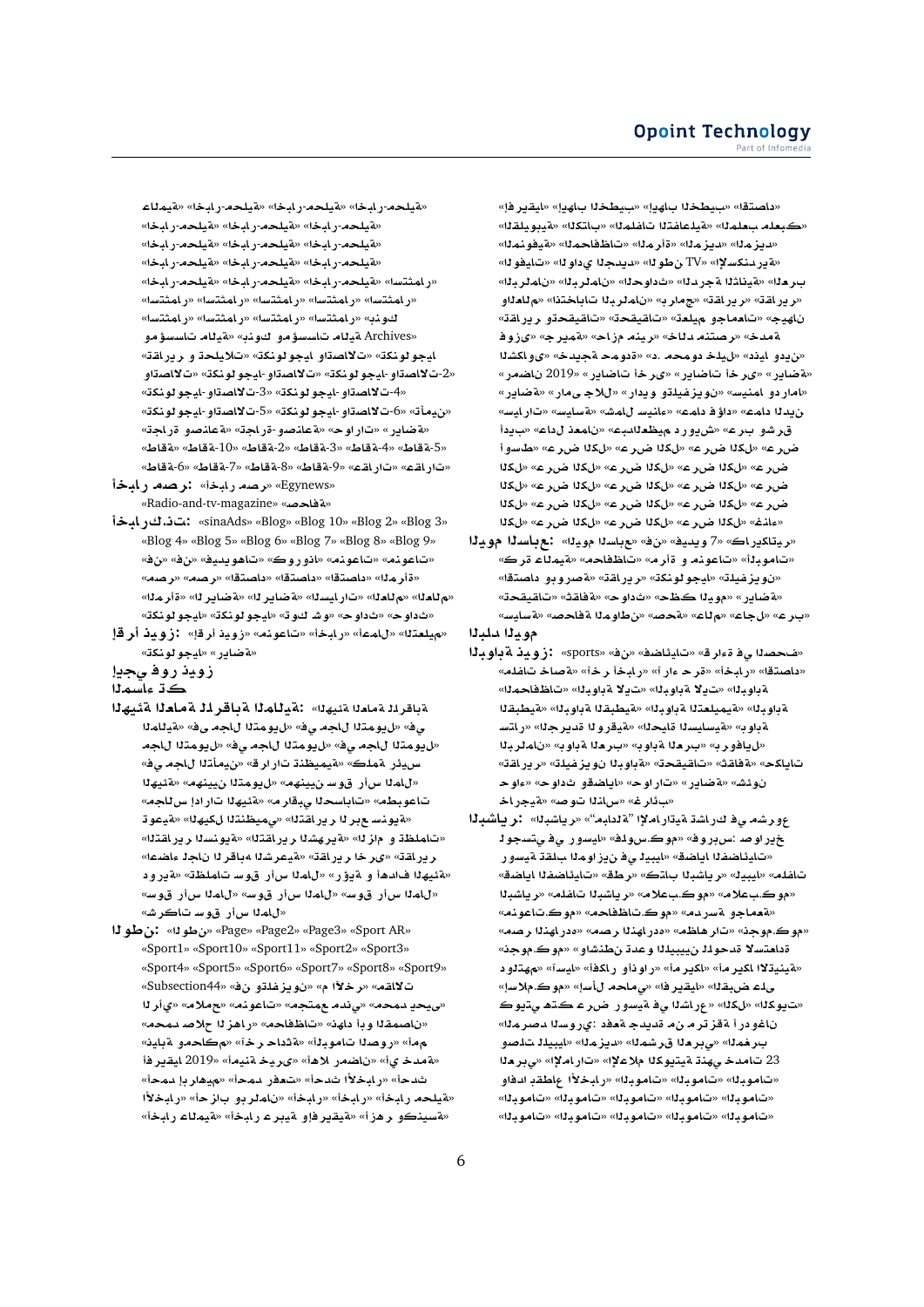«إفريقيا» «إيجاب الخطيب» «الخطيب» «اقتصاد»
«القليوبية» «الكتاب» «الفنانات المتفاعلة» «المعلم بعملك»
«المزيد» «المزيد» «المرأة» «المحافظات» «المنوفية»
«الوفيات» «الوادي الجديد» «الوطن TV» «الإسكندرية»
«العرب» «الدرجة الثانية» «الحوادث» «البرلمان» «البرلمان»
«القرارات» «برامج» «البرلمان» «اتجاهات البرلمان» «والجامعات»
«جيهان» «تعليم وجامعات» «تحقيقات» «القرارات»
«فوز» «جميرة» «أحمد مزارع» «داخل المنتصر» «خدمة»
«الكواليس» «حديث الخليل» «د. محمد سعودة» «فيديو»
«رياضة» «رياضات أخرى» «رياضات عربية» «2019 رياضة»
«رمضان» «رامي جلال» «ورداد وتليفزيون» «سينما وأمارد»
«سياسات» «سياسة» «شمال سيناء» «عادل قدوم» «عادل الدين»
«أحمد» «عبد العظيم درويش» «عرب وشرق»
«أوسط» «عرض الكل» «عرض الكل» «عرض الكل» «عرض
الكل» «عرض الكل» «عرض الكل» «عرض الكل» «عرض الكل» «عرض الكل» «عرض الكل» «عرض الكل» «عرض الكل» «عرض الكل» «عرض الكل» «عرض الكل» «عرض الكل» «عرض الكل» «عرض الكل» «عاجل»

**اليوم السابع:** «فن» «فيديو 7» «كاريكاتير» «قرى» «مواقع» «محافظات» «مرأة ومنوعات» «اقتصاد وبورصة» «قراءة» «تكنولوجيا» «فيديو» «رياضة» «اليوم» «حظك» «حوادث» «ثقافة» «تحقيقات» «خارج» «علوم» «صحة» «جاليات» «مواطن صحافة» «عرب»

**البلد اليوم**

**البوابة نيوز:** «sports» «في» «فضائيات» «قراءة في الصحف» «اقتصاد» «أخبار» «آراء حرة» «أخر» «صفحات خاصة» «محافظات» «البوابة» «اليوم» «البوابة الطبية» «البوابة الطبية» «البوابة التعليمية» «البوابة» «مستشار» «التجديد القرية» «الحوادث السياسية» «البوابة» «البرلمان» «بوابة البرلمان» «بوابة الفيلم» «تحقيقات» «البوابة» «تكنولوجيا نيوز» «قراءة» «ثقافة» «وحوادث وقضايا» «حوارات» «رياضة» «شئون» «خارجية» «صوت الناس» «حوار» «غرائب»

**الشروق:** «الشروق» "ابدأ الاستثمارات" في مشروع لتسجيل في سوريا» «فلوس» «فرونس» «إضافات في النيويورك» «رسالة البيت» «إضافات الفضائيات» «قطر» «كتابات الشروق» «البيت» «الشروق ملفات» «ملاعب.كوم» «ملاعب.كوم» «منوعات.كوم» «مدرسة.كوم» «محافظات.كوم» «جامعة» «مصر الجديدة» «مصر الجديد» «حفظ الأهداف» «جوجل.كوم» «وشاهد نطون وعدة البيت» «التوحيد التعليمية» «فلوس إمبراطور الإيسيس» «أمرأة الملك» «إيسا» «وأموال» «المكاتب الإنسانية» «الإسلام.كوم» «إسلام محاكمي» «إفريقيا المتحدة على كيف» «العقارات في الشرق عرض سوريا» «كتب حتى تعرف السلطات» «البرلمانية» «المشورة» «المرزوقي» «المغرب» «البيبلينيات» «الفوز بالنيابة» «الإعلاميات» «المغربي» «23 حملات كويتية تنمية الإعلام» «وداعا لأطلاع الأخبار» «الموبايلات» «الموبايلات» «الموبايلات» «الموبايلات» «الموبايلات» «الموبايلات» «الموبايلات» «الموبايلات»

«عالمية» «أخبار محلية» «أخبار محلية» «أخبار محلية» «أخبار محلية»
«أخبار محلية» «أخبار محلية» «أخبار محلية» «أخبار محلية» «أخبار محلية»
«أخبار محلية» «أخبار محلية» «أخبار محلية» «أخبار محلية»
«أخبار محلية» «أخبار محلية» «أخبار محلية» «أخبار محلية» «أخبار محلية» «استثمار»
«استثمار» «استثمار» «استثمار» «استثمار» «استثمار» «استثمار»
«استثمار» «استثمار» «استثمار» «استثمار» «بنوك»
«Archives» «ومؤسسات مالية» «بنوك ومؤسسات مالية» «تقارير وتحليلات» «تكنولوجيا واتصالات» «تكنولوجيا واتصالات» «تكنولوجيا واتصالات» «تكنولوجيا واتصالات-2» «تكنولوجيا واتصالات-3» «تكنولوجيا واتصالات-4» «تكنولوجيا واتصالات-5» «تكنولوجيا واتصالات-6» «تأمين» «تجارة وصناعة» «تجارة-صناعة» «حوارات» «رياضة» «قطاع-10» «قطاع-2» «قطاع-3» «قطاع-4» «قطاع-5» «قطاع-6» «قطاع-7» «قطاع-8» «قطاع-9» «تقارير»

**أخبار مصر:** «Egynews» «مصر أخبار» «صحافة» «Radio-and-tv-magazine»

**أخبار كتب.نت:** «sinaAds» «Blog» «Blog 10» «Blog 2» «Blog 3» «Blog 4» «Blog 5» «Blog 6» «Blog 7» «Blog 8» «Blog 9» «في» «فيديوهات» «كورونا» «منوعات» «منوعات» «في» «مصر» «مصر» «اقتصاد» «اقتصاد» «المرأة» «العالم» «السيارات» «الرياضة» «الرياضة» «المرأة» «حوادث» «حوادث» «توك شو» «تكنولوجيا» «تكنولوجيا»

**إقرأ نيوز:** «إقرأ نيوز» «منوعات» «أخبار» «أعمال» «التعليم» «تكنولوجيا» «رياضة»

**إيجي فور نيوز**

**المساء كت**

**الهيئة العامة للرقابة المالية:** «الهيئة العامة للرقابة المالية» «المالية» «في المجال التمويل» «في المجال التمويل» «في المجال التمويل» «في المجال التمويل» «في قرارات التأمين» «كلمة التنظيمية» «رئيس الهيئة» «نبين التمويل» «نبين سوق رأس المال» «الهيئة» «إصدارات الهيئة» «مطبوعات الاستحواذ» «توعية» «الكيانات التنظيمية» «التقارير السنوية» «التقارير الشهرية والمزام الشهرية» «التقارير الشهرية» «التقارير الخيرية» «التشريعية» «أعضاء مجلس إدارته» «دوري تقلبات سوق رأس المال» «الهيئة والرقابة والهيئة» «سوق رأس المال» «سوق رأس المال» «سوق رأس المال» «شركات سوق رأس المال»

**الوطن:** «الوطن» «Page» «Page2» «Page3» «Sport AR» «Sport1» «Sport10» «Sport11» «Sport2» «Sport3» «Sport4» «Sport5» «Sport6» «Sport7» «Sport8» «Sport9» «Subsection44» «في وتلفزيون» «م أخرى» «مقالات» «الرأي» «ملامح» «منوعات» «متجمع الدين» «محمد يحيى» «محمد صلاح» «الزمالك» «المحافظات» «قانون وأحداث» «محمد صلاح» «إسماعيل» «محاكمة» «آخر الحوادث» «المونديال» «مصر وأمم» «أفريقيا 2019» «أهمية» «تاريخ» «أهلي مصر» «أهداف» «أي مدينة» «أحمد أبو هيكل» «أحمد عفت» «أحدث الأخبار» «الأخبار» «أحد أبو هيكل» «البرلمان» «أخبار» «أخبار محلية» «أخبار عالمية» «أخبار عربية وإفريقية» «أزهر وكنيسة»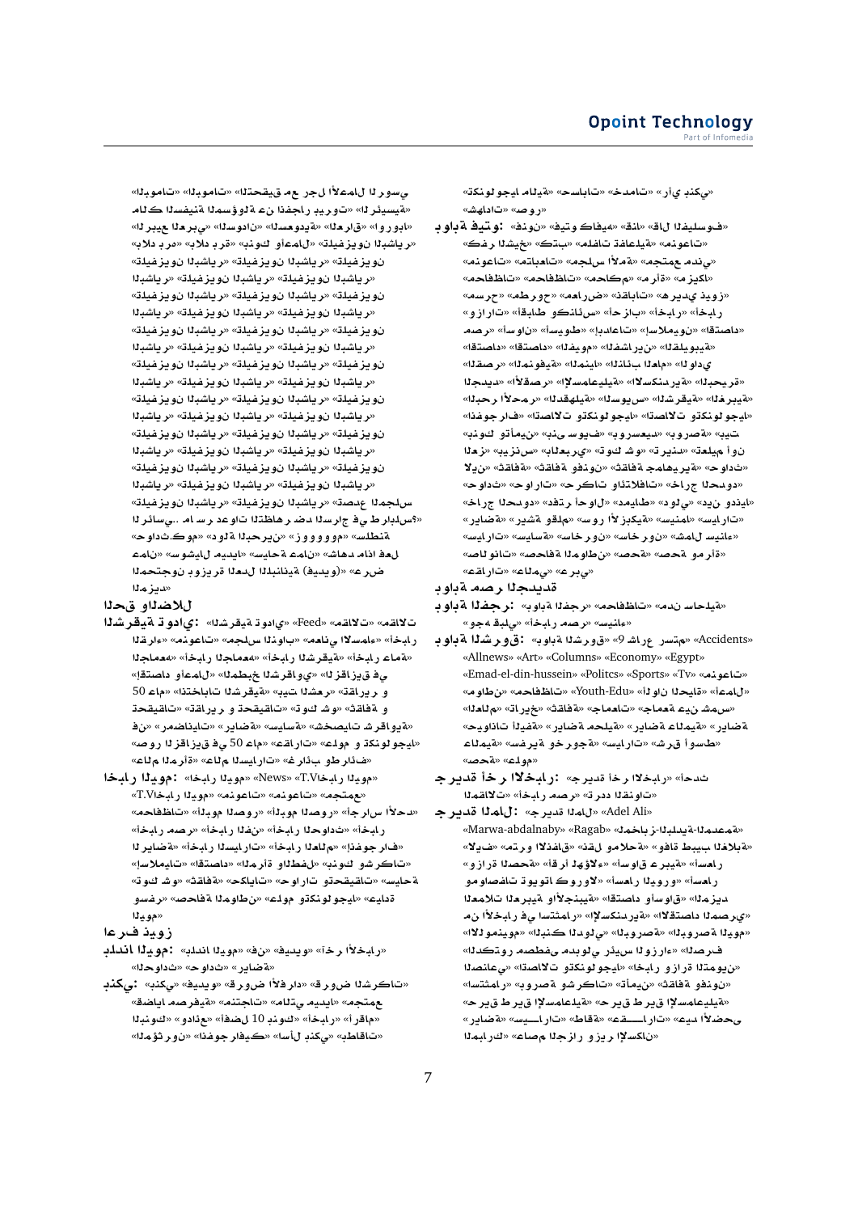«تكنولوجيا مالية» «حسابات» «خدمات» «رأي بنكي»
«شهادات» «صور»

**بوابة فيتو:** «فنون» «فيتو كافيه» «فنا» «قال الفيلسوف»
«كفر الشيخ» «كتب» «ملفات تفاعلية» «منوعات»
«منوعات» «متابعات» «مجلس الأمة» «مجتمع مدني»
«محافظات» «محاكم» «مرأة» «مزيكا»
«مسرح» «مطروح» «معارض» «نقابات» «هريدي ديوز»
«وزارات» «أقباط وكنائس» «أحزاب» «أخبار»
«مصر» «أسوان» «أسيوط» «إبداعات» «إسلاميون» «اقتصاد»
«اقتصاد» «اقتصاد» «الفيوم» «انفشارين» «القليوبية»
«الأقصر» «المنوفية» «المنيا» «النائب العام» «الوادي»
«الجديد» «الأقصر» «الإسماعيلية» «الإسكندرية» «البحيرة»
«البحر الأحمر» «الدقهلية» «السويس» «الشرقية» «الغربية»
«انفوجراف» «تكنولوجيا واتصالات» «اتصالات وتكنولوجيا»
«بنوك وتأمين» «بني سويف» «بورسعيد» «بورصة» «بيت
جمز» «بيزنس» «بالعبري» «توك شو» «ترند» «تعليم أون
لاين» «ثقافة» «ثقافة وفنون» «ثقافة جماهيرية» «حوادث»
«حوادث» «حوارات» «حركات وائتلافات» «خارج الحدود»
«خارج الحدود» «دفتر أحوال» «دمياط» «دولي» «دين ودنيا»
«رياضة» «ريشة وقلم» «سور الأزبكية» «سينما» «سيارات»
«سيارات» «سياسة» «ساخرون» «ساخرون» «شمال سيناء»
«صالونات» «صحافة المواطن» «صحة» «صحة ومرأة»
«عقارات» «عالمي» «عربي»

**بوابة مصر الجديدة**

**بوابة الفجر:** «بوابة الفجر» «محافظات» «مندى حسالية»
«وجه قبلي» «أخبار مصر» «سينماء»

**بوابة الشروق:** «بوابة الشروق» «9 شارع رستم» «Accidents» «Allnews» «Art» «Columns» «Economy» «Egypt» «Emad-el-din-hussein» «Politcs» «Sports» «Tv» «منوعات»
«مواطن» «محافظات» «Youth-Edu» «ألوان البداية» «أعمال»
«العالم» «تاريخ» «ثقافة» «جامعات» «جامعة عين شمس»
«رياضة» «رياضة عالمية» «رياضة محلية» «استحواذات خفيفة»
«عالمية» «خروج وسفرية» «سيارات» «شرق أوسط»
«صحة» «علوم»

**جريدة آخر الأخبار:** «جريدة آخر الأخبار» «أحدث
المقالات» «أخبار مصر» «ترددات القنوات»

**جريدة المال:** «جريدة المال» «Adel Ali» «Marwa-abdalnaby» «Ragab» «مخازن-البلدية-المدعمة»
«الفيلا» «مترو» «الفنادق» «نقل وملاحة» «وفاة طبيب الغلابة»
«وزارة الصحة» «اقرأ لهؤلاء» «أسواق عربية» «أسعار
أسعار» «أسعار اليورو» «مواصفات توب كرولا»
«المعاملات العربية والأجنبية» «اقتصاد وأسواق» «المزيد
«من آخر الأخبار في استثمار» «الإسكندرية» «الاقتصاد المصري»
«الدولار» «البنك الدولي» «البورصة اليوم»
«المصرف» «الدكتور مصطفى مدبولي رئيس الوزارة»
«الصناعي» «اتصالات وتكنولوجيا» «اخبار وزارة التموين»
«استثمار» «بورصة وشركات» «تأمين» «ثقافة وفنون»
«حريق طريق الإسماعيلية» «حريق طريق الإسماعيلية»
«رياضة» «عقـــارات» «طاقة» «سيـــارات» «عيد الأضحى
المبارك» «عاصم الجزار وزير الإسكان»

«اليومات» «التحقيقية مع رجل الأعمال الروسي
مالك السفينة المسؤولة عن انفجار بيروت» «الرئيسية»
«الربيع العربي» «السودان» «السعودية» «العراق» «اوروبا»
«بلاد برم» «بلاد برق» «بنوك واعمال» «تليفزيون البشاير»
«تليفزيون البشاير» «تليفزيون البشاير» «تليفزيون البشاير»
«تليفزيون البشاير» «تليفزيون البشاير» «تليفزيون البشاير»
«تليفزيون البشاير» «تليفزيون البشاير» «تليفزيون البشاير»
«تليفزيون البشاير» «تليفزيون البشاير» «تليفزيون البشاير»
«تليفزيون البشاير» «تليفزيون البشاير» «تليفزيون البشاير»
«تليفزيون البشاير» «تليفزيون البشاير» «تليفزيون البشاير»
«تليفزيون البشاير» «تليفزيون البشاير» «تليفزيون البشاير»
«تليفزيون البشاير» «تليفزيون البشاير» «تليفزيون البشاير»
«تليفزيون البشاير» «تليفزيون البشاير» «تليفزيون البشاير»
«تليفزيون البشاير» «تليفزيون البشاير» «تليفزيون البشاير»
«تليفزيون البشاير» «تليفزيون البشاير» «تليفزيون البشاير»
«تليفزيون البشاير» «تليفزيون البشاير» «تليفزيون البشاير»
«تليفزيون البشاير» «تليفزيون البشاير» «تليفزيون البشاير»
«تليفزيون البشاير» «تليفزيون البشاير» «تصدع المجلس
الرئاسي.. ما سر دعوات التظاهر ضد السراج في طرابلس؟»
«حوادث.كوم» «دولة البحرين» «زوووووو» «سلطنة
عمان» «سوشيال ميديا» «سياحة عمان» «شهاد ماذا عمل
المحجوب وزيرة العدل اللبنانية (فيديو)» «عرض
المزيد»

## الحق والضلال

**الشرقية توداي:** «الشرقية توداي» «Feed» «المقالات
القراء» «منوعات» «مجالس الشباب» «معاني الأسماء» «أخبار
الجامعه» «أخبار الجامعه» «أخبار الشرقية» «أخبار عامة»
«اقتصاد واعمال» «المطبخ الشرقاوي» «الزقازيق في
عام 50» «انتخابات» «أشهر الشرقية» «تقارير و
تحقيقات» «تقارير وتحقيقات» «توك شو» «ثقافة و
فن» «رمضانيات» «رياضة» «سياسة» «شخصيات شرقاوية»
«صور الزقازيق في 50 عام» «عقارات» «علوم وتكنولوجيا»
«عالم المرأة» «عالم السيارات» «خرابيط غرادف»

**اخبار اليوم:** «اخبار اليوم» «News» «اخبارT.V
T.V» «اخبار اليوم» «منوعات» «مجتمع»
«محافظات» «اليوم المصور» «اليوم الصور» «اجر الراس الحدث»
«أخبار مصر» «أخبار الفن» «أخبار الحوادث» «أخبار
الرياضة» «أخبار السيارات» «أخبار العالم» «إنفوجراف»
«إسلاميات» «اقتصادات» «المرأة والطفل» «بنوك الشركات»
«توك شو» «ثقافة» «حكايات» «حوارات وتحقيقات» «سياحة
وسفر» «صحافة المواطن» «علوم وتكنولوجيا» «عيدة
اليوم»

## اعرف نيوز

**بلدنا اليوم:** «بلدنا اليوم» «فن» «فيديو» «آخر الأخبار»
«حوادث» «رياضة»

**بنكي:** «بنكي» «فيديو» «قروض الأفراد» «قروض الشركات»
«مجتمع» «ميديا» «مالتي» «منتديات» «فعاليات مصرفية»
«البنوك» «ودائع» «أفضل 10 بنوك» «أخبار» «أرقام»
«المؤثرون» «إنفوجرافيك» «اسأل بنكي» «بطاقات»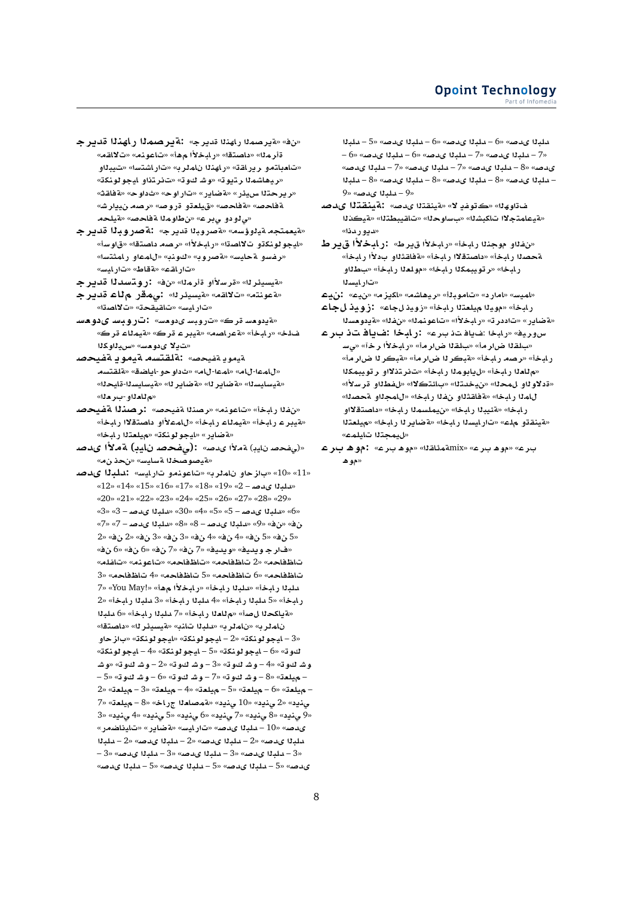**جريدة النهار المصرية:** جريدة النهار المصرية «المصرية» «في» المرأة «أهم الأخبار» «استطلاع» «مقالات» «منوعات» «استشارات» «بالمرأة النهار» «تقارير ومتابعات» «تكنولوجيا وانترنت» «توك شو» «رئيس التحرير» «الرأي» «رياضة» «حوادث» «ثقافة» «صحافة» «صحافة وتعليق» «مصر نيوز» «شريف» «ملحق» «صحافة المواطن» «عربي ودولي»

**جريدة البورصة:** «مسؤولية مجتمعية» «جريدة البورصة» «أسواق» «الاتصالات» «مصر» «الأخبار» «تكنولوجيا وتكنولوجيا» «استثمار وأعمال» «بنوك» «بورصة» «سياحة وسفر» «سيارات» «طاقة» «عقارات»

**جريدة الدستور:** «في» «المرأة والأسرة» «الرئيسية»

**جريدة عالم رقمي:** «الرئيسية» «مقالات» «منتجعة» «تحقيقات» «الاتصالات» «سيارات»

**مصدر سبورت:** «مصدر سبورت» «كرة مصدر» «كرة عالمية» «كرة عربية» «كرة مصرية» «خلف الكواليس» «ليالي»

**صحيفة يومية مستقلة:** «صحيفة يومية مستقلة» «حوادث واقتصاد-أخبار» «أهم-أعمال» «الحياة-السياسية» «الرياضة» «السياسية» «المرأة والمال»

**صحيفة الصندوق:** «صحيفة الصندوق» «منوعات» «أخبار الفن» «أخبار الاقتصاد والأعمال» «أخبار عربية» «أخبار التعليم» «تكنولوجيا» «رياضة»

**صدى الأمة (نيوز صحفي):** «صدى الأمة (نيوز صحفي)» «من نحن» «السياسة الخصوصية»

**صدى البلد:** «سياسة ومنوعات» «حوادث» «10» «11» «صدى البلد – 2» «12» «14» «15» «16» «17» «18» «19» «20» «21» «22» «23» «24» «25» «26» «27» «28» «29» «صدى البلد – 3» «3» «4» «5» «30» «صدى البلد – 5» «6» «7» «صدى البلد – 7» «8» «صدى البلد – 8» «9» «في» «في 2» «في 3» «في 4» «في 4» «في 3» «في 5» «في 5» «في 6» «في 6» «في 7» «فيديو» «فيديو وجرافك» «ملفات» «منوعات» «محافظات» «محافظات 2» «محافظات 3» «محافظات 4» «محافظات 5» «محافظات 6» «أهم الأخبار» «أخبار البلد» «أخبار البلد» «You May!» «أخبار البلد 2» «أخبار البلد 3» «أخبار البلد 4» «أخبار البلد 5» «أخبار البلد 6» «أخبار البلد 7» «أخبار العالم» «أصل الحكاية» «استطلاع» «الرئيسية» «بنات البلد» «برلمان» «حوار وأخبار» «تكنولوجيا» «تكنولوجيا – 2» «تكنولوجيا – 3» «تكنولوجيا – 4» «تكنولوجيا – 5» «تكنولوجيا – 6» «توك شو» «توك شو – 2» «توك شو – 3» «توك شو – 4» «توك شو – 5» «توك شو – 6» «توك شو – 7» «توك شو – 8» «تعليم – 2» «تعليم – 3» «تعليم – 4» «تعليم – 5» «تعليم – 6» «تعليم – 7» «تعليم – 8» «خارج العاصمة» «ديني 10» «ديني 2» «ديني 3» «ديني 4» «ديني 5» «ديني 6» «ديني 7» «ديني 8» «ديني 9» «رمضانيات» «رياضة» «سيارات» «صدى البلد – 10» «صدى البلد – 2» «صدى البلد – 2» «صدى البلد – 2» «صدى البلد – 3» «صدى البلد – 3» «صدى البلد – 3» «صدى البلد – 5» «صدى البلد – 5» «صدى البلد – 5» «صدى البلد – 6» «صدى البلد – 6» «صدى البلد – 6» «صدى البلد – 7» «صدى البلد – 7» «صدى البلد – 7» «صدى البلد – 8» «صدى البلد – 8» «صدى البلد – 8» «صدى البلد – 8» «صدى البلد – 9» «صدى البلد – 9»

**صدى التقنية:** «صدى التقنية» «لا يفوتك» «الهواتف» «الذكية» «التطبيقات» «الحواسيب» «الشبكات الاجتماعية» «الدرونز»

**طريق الأخبار:** «طريق الأخبار» «أخبار الجنوب والنفن» «أخبار الأدب والثقافة» «أخبار الاستثمار» «أخبار الحصة» «أخبار الكمبيوتر» «أخبار العلوم» «أخبار الطب» «السيارات»

**عين:** «عين» «مزيكا» «المشاهير» «الموبايلات» «دراما» «سينما»

**عاجل نيوز:** «عاجل نيوز» «أخبار المال» «أخبار اليوم» «أخبار التعليم» «أخبار الرياضة» «أخبار الدولة» «أخبار العالم» «سعودية» «أخبار الفن» «منوعات» «رياضة»

**عرب تد فايف:** «عرب تد فايف» «في» «أخبار الأرض» «أخبار القلب» «أمراض القلب» «أمراض الكبد» «أمراض السكر» «أخبار مصر» «أخبار التكنولوجيا» «أخبار الموبايل» «أخبار الصحة» «أخبار الاتصالات» «أخبار المحمول والأطفال» «الأسرة والأطفال» «أخبار الدنيا» «أخبار المسلمين» «أخبار الصحة والمجال» «أخبار البيئة» «أخبار الرياضة» «أخبار السيارات» «علوم وتقنية» «المجتمعات الإعلامية»

**عرب هوم:** «عرب هوم» «القائمة mix» «عرب هوم» «هوم»